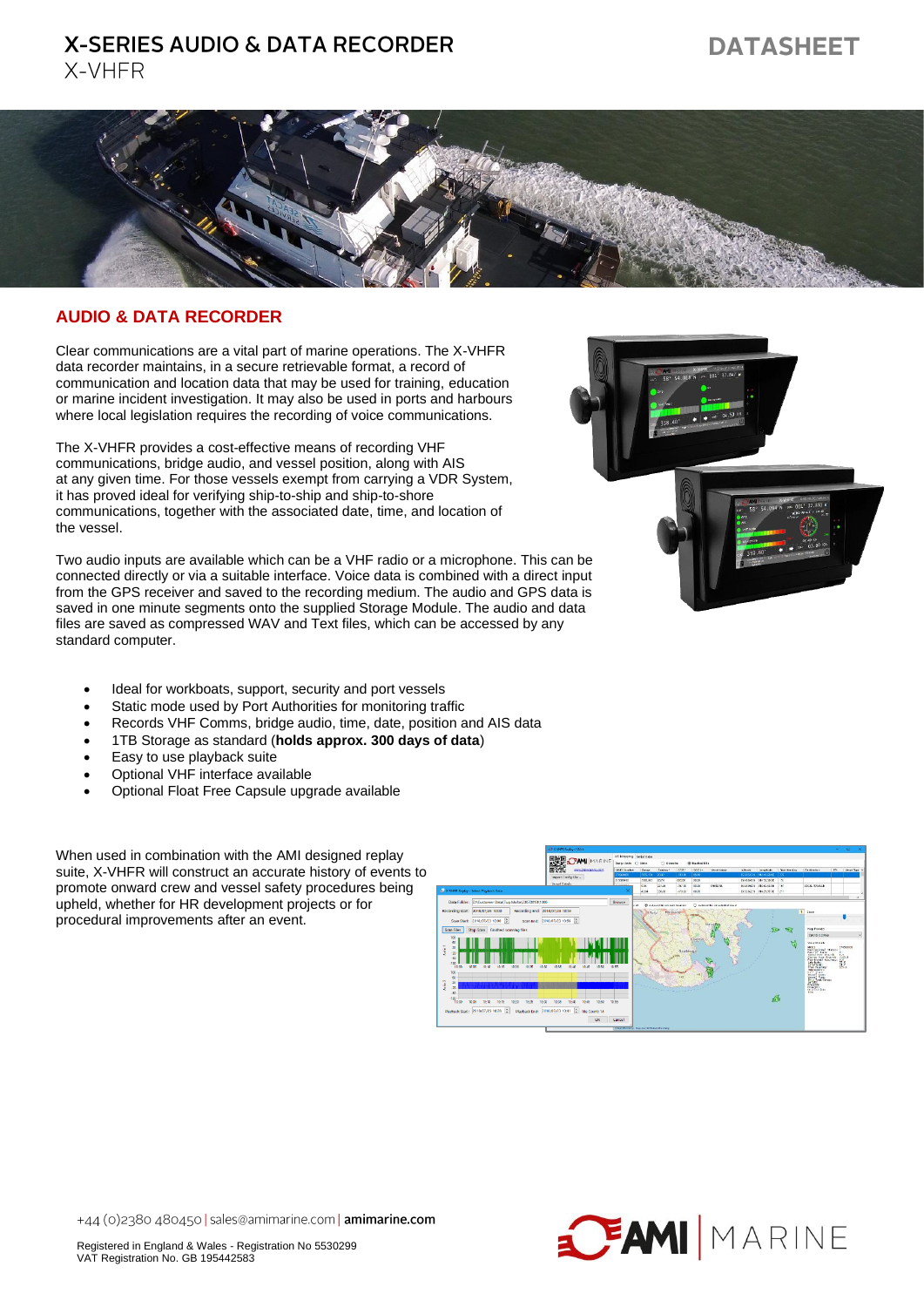# X-SERIES AUDIO & DATA RECORDER

X-VHFR

DATASHEET

## AUDIO & DATA RECORDER

Clear communications are a vital part of marine operations. The X-VHFR data recorder maintains, in a secure retrievable format, a record of communication and location data that may be used for training, education or marine incident investigation. It may also be used in ports and harbours where local legislation requires the recording of voice communications.

The X-VHFR provides a cost-effective means of recording VHF communications, bridge audio, and vessel position, along with AIS at any given time. For those vessels exempt from carrying a VDR System, it has proved ideal for verifying ship-to-ship and ship-to-shore communications, together with the associated date, time, and location of the vessel.

Two audio inputs are available which can be a VHF radio or a microphone. This can be connected directly or via a suitable interface. Voice data is combined with a direct input from the GPS receiver and saved to the recording medium. The audio and GPS data is saved in one minute segments onto the supplied Storage Module. The audio and data files are saved as compressed WAV and Text files, which can be accessed by any standard computer.

- Ideal for workboats, support, security and port vessels
- Static mode used by Port Authorities for monitoring traffic
- Records VHF Comms, bridge audio, time, date, position and AIS data
- 1TB Storage as standard (**holds approx. 300 days of data**)
- Easy to use playback suite
- Optional VHF interface available
- Optional Float Free Capsule upgrade available

When used in combination with the AMI designed replay suite, X-VHFR will construct an accurate history of events to promote onward crew and vessel safety procedures being upheld, whether for HR development projects or for procedural improvements after an event.

+44 (0)2380 480450 | sales@amimarine.com | **amimarine.com**

Registered in England & Wales - Registration No 5530299
VAT Registration No. GB 195442583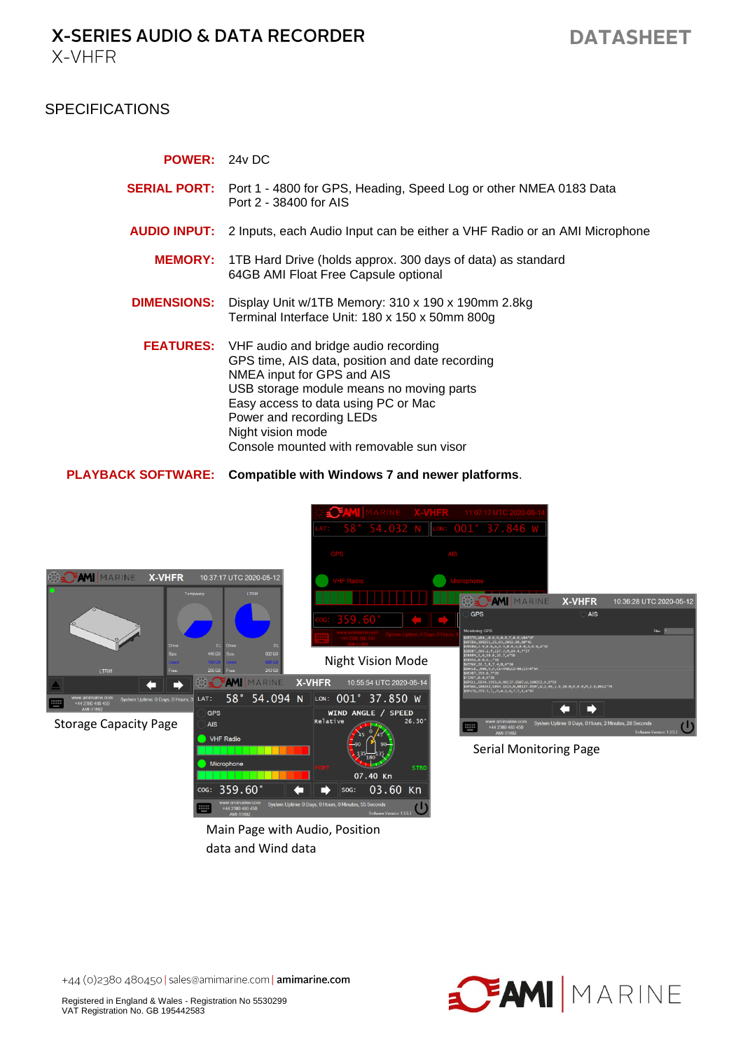# X-SERIES AUDIO & DATA RECORDER

X-VHFR

DATASHEET

## SPECIFICATIONS

**POWER:** 24v DC

**SERIAL PORT:** Port 1 - 4800 for GPS, Heading, Speed Log or other NMEA 0183 Data
Port 2 - 38400 for AIS

**AUDIO INPUT:** 2 Inputs, each Audio Input can be either a VHF Radio or an AMI Microphone

**MEMORY:** 1TB Hard Drive (holds approx. 300 days of data) as standard
64GB AMI Float Free Capsule optional

**DIMENSIONS:** Display Unit w/1TB Memory: 310 x 190 x 190mm 2.8kg
Terminal Interface Unit: 180 x 150 x 50mm 800g

**FEATURES:**
VHF audio and bridge audio recording
GPS time, AIS data, position and date recording
NMEA input for GPS and AIS
USB storage module means no moving parts
Easy access to data using PC or Mac
Power and recording LEDs
Night vision mode
Console mounted with removable sun visor

**PLAYBACK SOFTWARE:** **Compatible with Windows 7 and newer platforms**.

Night Vision Mode

Storage Capacity Page

Serial Monitoring Page

Main Page with Audio, Position data and Wind data

+44 (0)2380 480450 | sales@amimarine.com | **amimarine.com**

Registered in England & Wales - Registration No 5530299
VAT Registration No. GB 195442583